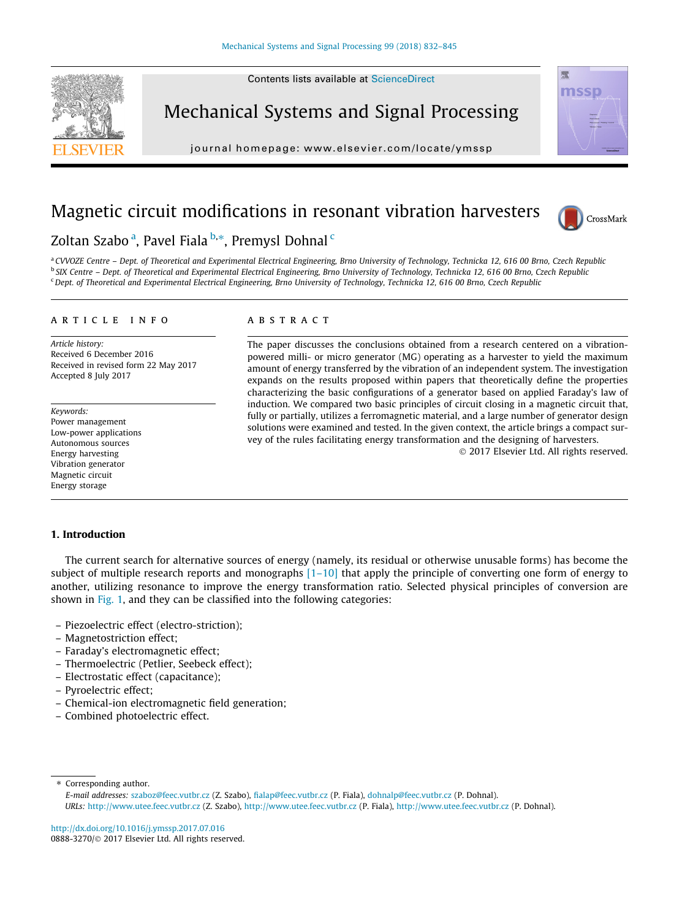# Magnetic circuit modifications in resonant vibration harvesters

Zoltan Szabo [a], Pavel Fiala [b,*], Premysl Dohnal [c]

[a] CVVOZE Centre – Dept. of Theoretical and Experimental Electrical Engineering, Brno University of Technology, Technicka 12, 616 00 Brno, Czech Republic
[b] SIX Centre – Dept. of Theoretical and Experimental Electrical Engineering, Brno University of Technology, Technicka 12, 616 00 Brno, Czech Republic
[c] Dept. of Theoretical and Experimental Electrical Engineering, Brno University of Technology, Technicka 12, 616 00 Brno, Czech Republic

## ARTICLE INFO

*Article history:*
Received 6 December 2016
Received in revised form 22 May 2017
Accepted 8 July 2017

*Keywords:*
Power management
Low-power applications
Autonomous sources
Energy harvesting
Vibration generator
Magnetic circuit
Energy storage

## ABSTRACT

The paper discusses the conclusions obtained from a research centered on a vibration-powered milli- or micro generator (MG) operating as a harvester to yield the maximum amount of energy transferred by the vibration of an independent system. The investigation expands on the results proposed within papers that theoretically define the properties characterizing the basic configurations of a generator based on applied Faraday's law of induction. We compared two basic principles of circuit closing in a magnetic circuit that, fully or partially, utilizes a ferromagnetic material, and a large number of generator design solutions were examined and tested. In the given context, the article brings a compact survey of the rules facilitating energy transformation and the designing of harvesters.

© 2017 Elsevier Ltd. All rights reserved.

## 1. Introduction

The current search for alternative sources of energy (namely, its residual or otherwise unusable forms) has become the subject of multiple research reports and monographs [1–10] that apply the principle of converting one form of energy to another, utilizing resonance to improve the energy transformation ratio. Selected physical principles of conversion are shown in Fig. 1, and they can be classified into the following categories:

- Piezoelectric effect (electro-striction);
- Magnetostriction effect;
- Faraday's electromagnetic effect;
- Thermoelectric (Petlier, Seebeck effect);
- Electrostatic effect (capacitance);
- Pyroelectric effect;
- Chemical-ion electromagnetic field generation;
- Combined photoelectric effect.

---

* Corresponding author.
*E-mail addresses:* szaboz@feec.vutbr.cz (Z. Szabo), fialap@feec.vutbr.cz (P. Fiala), dohnalp@feec.vutbr.cz (P. Dohnal).
*URLs:* http://www.utee.feec.vutbr.cz (Z. Szabo), http://www.utee.feec.vutbr.cz (P. Fiala), http://www.utee.feec.vutbr.cz (P. Dohnal).

http://dx.doi.org/10.1016/j.ymssp.2017.07.016
0888-3270/© 2017 Elsevier Ltd. All rights reserved.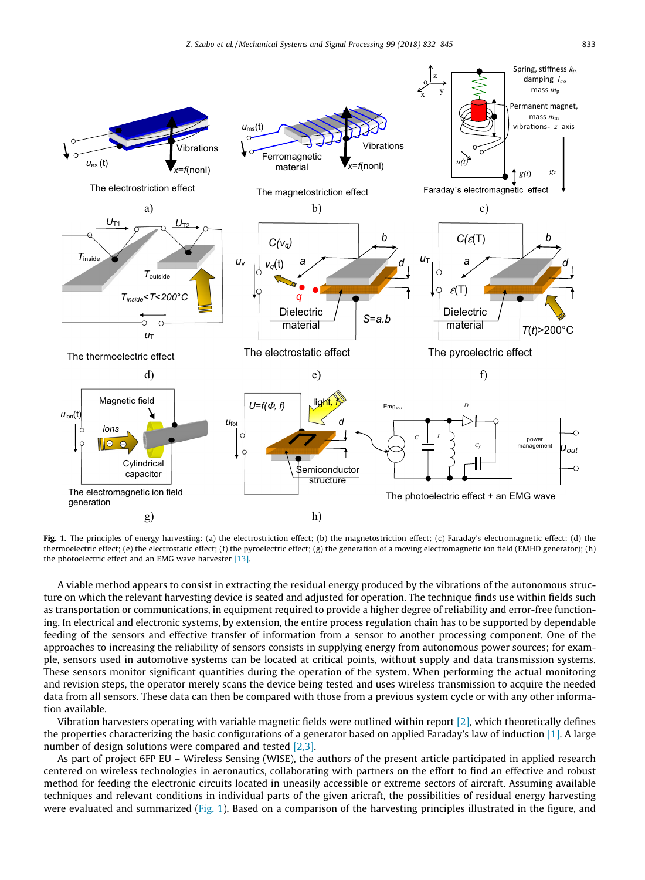**Fig. 1.** The principles of energy harvesting: (a) the electrostriction effect; (b) the magnetostriction effect; (c) Faraday's electromagnetic effect; (d) the thermoelectric effect; (e) the electrostatic effect; (f) the pyroelectric effect; (g) the generation of a moving electromagnetic ion field (EMHD generator); (h) the photoelectric effect and an EMG wave harvester [13].

A viable method appears to consist in extracting the residual energy produced by the vibrations of the autonomous structure on which the relevant harvesting device is seated and adjusted for operation. The technique finds use within fields such as transportation or communications, in equipment required to provide a higher degree of reliability and error-free functioning. In electrical and electronic systems, by extension, the entire process regulation chain has to be supported by dependable feeding of the sensors and effective transfer of information from a sensor to another processing component. One of the approaches to increasing the reliability of sensors consists in supplying energy from autonomous power sources; for example, sensors used in automotive systems can be located at critical points, without supply and data transmission systems. These sensors monitor significant quantities during the operation of the system. When performing the actual monitoring and revision steps, the operator merely scans the device being tested and uses wireless transmission to acquire the needed data from all sensors. These data can then be compared with those from a previous system cycle or with any other information available.

Vibration harvesters operating with variable magnetic fields were outlined within report [2], which theoretically defines the properties characterizing the basic configurations of a generator based on applied Faraday's law of induction [1]. A large number of design solutions were compared and tested [2,3].

As part of project 6FP EU – Wireless Sensing (WISE), the authors of the present article participated in applied research centered on wireless technologies in aeronautics, collaborating with partners on the effort to find an effective and robust method for feeding the electronic circuits located in uneasily accessible or extreme sectors of aircraft. Assuming available techniques and relevant conditions in individual parts of the given aricraft, the possibilities of residual energy harvesting were evaluated and summarized (Fig. 1). Based on a comparison of the harvesting principles illustrated in the figure, and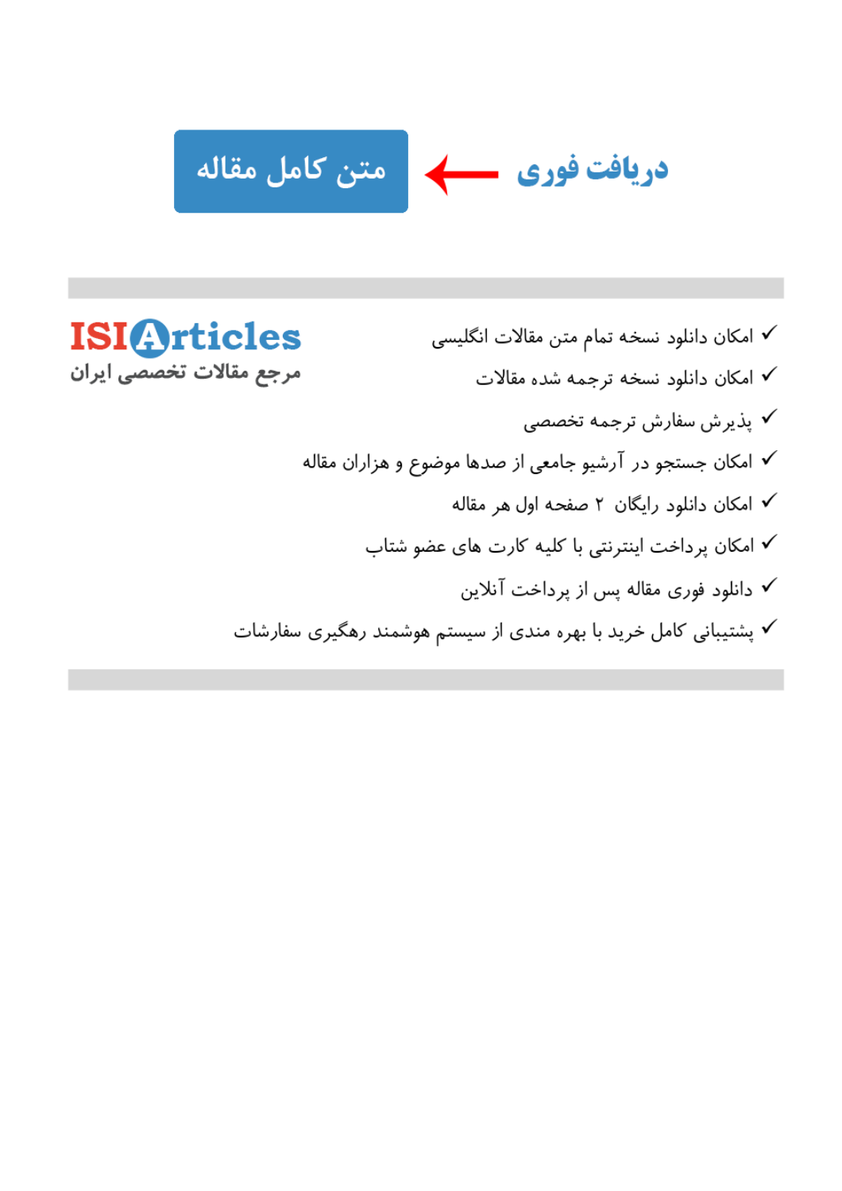دریافت فوری ← **متن کامل مقاله**

**ISIArticles**
مرجع مقالات تخصصی ایران

- ✓ امکان دانلود نسخه تمام متن مقالات انگلیسی
- ✓ امکان دانلود نسخه ترجمه شده مقالات
- ✓ پذیرش سفارش ترجمه تخصصی
- ✓ امکان جستجو در آرشیو جامعی از صدها موضوع و هزاران مقاله
- ✓ امکان دانلود رایگان ۲ صفحه اول هر مقاله
- ✓ امکان پرداخت اینترنتی با کلیه کارت های عضو شتاب
- ✓ دانلود فوری مقاله پس از پرداخت آنلاین
- ✓ پشتیبانی کامل خرید با بهره مندی از سیستم هوشمند رهگیری سفارشات